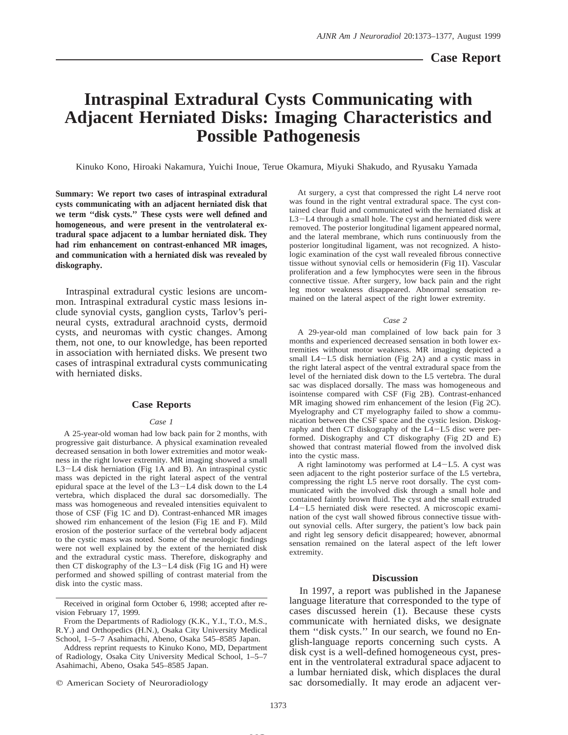**Case Report**

# Intraspinal Extradural Cysts Communicating with Adjacent Herniated Disks: Imaging Characteristics and Possible Pathogenesis

Kinuko Kono, Hiroaki Nakamura, Yuichi Inoue, Terue Okamura, Miyuki Shakudo, and Ryusaku Yamada

**Summary: We report two cases of intraspinal extradural cysts communicating with an adjacent herniated disk that we term ''disk cysts.'' These cysts were well defined and homogeneous, and were present in the ventrolateral extradural space adjacent to a lumbar herniated disk. They had rim enhancement on contrast-enhanced MR images, and communication with a herniated disk was revealed by diskography.**

Intraspinal extradural cystic lesions are uncommon. Intraspinal extradural cystic mass lesions include synovial cysts, ganglion cysts, Tarlov's perineural cysts, extradural arachnoid cysts, dermoid cysts, and neuromas with cystic changes. Among them, not one, to our knowledge, has been reported in association with herniated disks. We present two cases of intraspinal extradural cysts communicating with herniated disks.

## Case Reports

### *Case 1*

A 25-year-old woman had low back pain for 2 months, with progressive gait disturbance. A physical examination revealed decreased sensation in both lower extremities and motor weakness in the right lower extremity. MR imaging showed a small L3−L4 disk herniation (Fig 1A and B). An intraspinal cystic mass was depicted in the right lateral aspect of the ventral epidural space at the level of the L3−L4 disk down to the L4 vertebra, which displaced the dural sac dorsomedially. The mass was homogeneous and revealed intensities equivalent to those of CSF (Fig 1C and D). Contrast-enhanced MR images showed rim enhancement of the lesion (Fig 1E and F). Mild erosion of the posterior surface of the vertebral body adjacent to the cystic mass was noted. Some of the neurologic findings were not well explained by the extent of the herniated disk and the extradural cystic mass. Therefore, diskography and then CT diskography of the L3−L4 disk (Fig 1G and H) were performed and showed spilling of contrast material from the disk into the cystic mass.

At surgery, a cyst that compressed the right L4 nerve root was found in the right ventral extradural space. The cyst contained clear fluid and communicated with the herniated disk at L3−L4 through a small hole. The cyst and herniated disk were removed. The posterior longitudinal ligament appeared normal, and the lateral membrane, which runs continuously from the posterior longitudinal ligament, was not recognized. A histologic examination of the cyst wall revealed fibrous connective tissue without synovial cells or hemosiderin (Fig 1I). Vascular proliferation and a few lymphocytes were seen in the fibrous connective tissue. After surgery, low back pain and the right leg motor weakness disappeared. Abnormal sensation remained on the lateral aspect of the right lower extremity.

### *Case 2*

A 29-year-old man complained of low back pain for 3 months and experienced decreased sensation in both lower extremities without motor weakness. MR imaging depicted a small L4−L5 disk herniation (Fig 2A) and a cystic mass in the right lateral aspect of the ventral extradural space from the level of the herniated disk down to the L5 vertebra. The dural sac was displaced dorsally. The mass was homogeneous and isointense compared with CSF (Fig 2B). Contrast-enhanced MR imaging showed rim enhancement of the lesion (Fig 2C). Myelography and CT myelography failed to show a communication between the CSF space and the cystic lesion. Diskography and then CT diskography of the L4−L5 disc were performed. Diskography and CT diskography (Fig 2D and E) showed that contrast material flowed from the involved disk into the cystic mass.

A right laminotomy was performed at L4−L5. A cyst was seen adjacent to the right posterior surface of the L5 vertebra, compressing the right L5 nerve root dorsally. The cyst communicated with the involved disk through a small hole and contained faintly brown fluid. The cyst and the small extruded L4−L5 herniated disk were resected. A microscopic examination of the cyst wall showed fibrous connective tissue without synovial cells. After surgery, the patient's low back pain and right leg sensory deficit disappeared; however, abnormal sensation remained on the lateral aspect of the left lower extremity.

## Discussion

In 1997, a report was published in the Japanese language literature that corresponded to the type of cases discussed herein (1). Because these cysts communicate with herniated disks, we designate them ''disk cysts.'' In our search, we found no English-language reports concerning such cysts. A disk cyst is a well-defined homogeneous cyst, present in the ventrolateral extradural space adjacent to a lumbar herniated disk, which displaces the dural sac dorsomedially. It may erode an adjacent ver-

Received in original form October 6, 1998; accepted after revision February 17, 1999.

From the Departments of Radiology (K.K., Y.I., T.O., M.S., R.Y.) and Orthopedics (H.N.), Osaka City University Medical School, 1–5–7 Asahimachi, Abeno, Osaka 545–8585 Japan.

Address reprint requests to Kinuko Kono, MD, Department of Radiology, Osaka City University Medical School, 1–5–7 Asahimachi, Abeno, Osaka 545–8585 Japan.

© American Society of Neuroradiology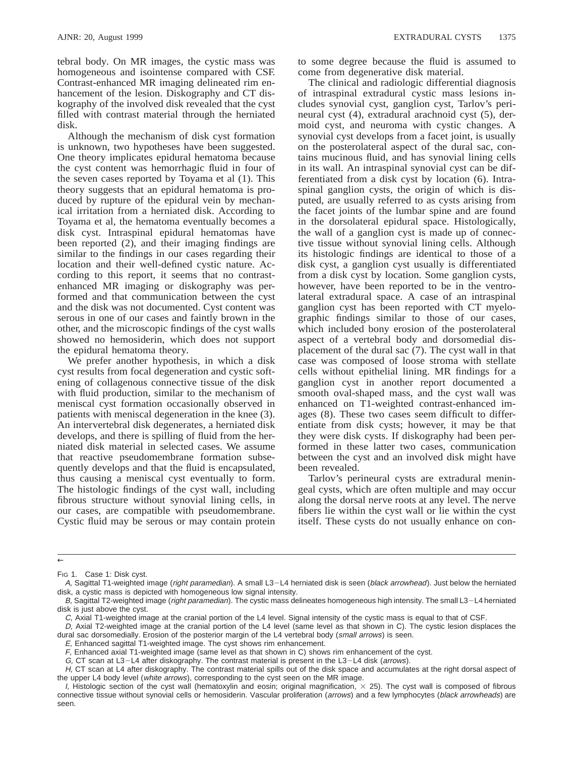tebral body. On MR images, the cystic mass was homogeneous and isointense compared with CSF. Contrast-enhanced MR imaging delineated rim enhancement of the lesion. Diskography and CT diskography of the involved disk revealed that the cyst filled with contrast material through the herniated disk.

Although the mechanism of disk cyst formation is unknown, two hypotheses have been suggested. One theory implicates epidural hematoma because the cyst content was hemorrhagic fluid in four of the seven cases reported by Toyama et al (1). This theory suggests that an epidural hematoma is produced by rupture of the epidural vein by mechanical irritation from a herniated disk. According to Toyama et al, the hematoma eventually becomes a disk cyst. Intraspinal epidural hematomas have been reported (2), and their imaging findings are similar to the findings in our cases regarding their location and their well-defined cystic nature. According to this report, it seems that no contrast-enhanced MR imaging or diskography was performed and that communication between the cyst and the disk was not documented. Cyst content was serous in one of our cases and faintly brown in the other, and the microscopic findings of the cyst walls showed no hemosiderin, which does not support the epidural hematoma theory.

We prefer another hypothesis, in which a disk cyst results from focal degeneration and cystic softening of collagenous connective tissue of the disk with fluid production, similar to the mechanism of meniscal cyst formation occasionally observed in patients with meniscal degeneration in the knee (3). An intervertebral disk degenerates, a herniated disk develops, and there is spilling of fluid from the herniated disk material in selected cases. We assume that reactive pseudomembrane formation subsequently develops and that the fluid is encapsulated, thus causing a meniscal cyst eventually to form. The histologic findings of the cyst wall, including fibrous structure without synovial lining cells, in our cases, are compatible with pseudomembrane. Cystic fluid may be serous or may contain protein to some degree because the fluid is assumed to come from degenerative disk material.

The clinical and radiologic differential diagnosis of intraspinal extradural cystic mass lesions includes synovial cyst, ganglion cyst, Tarlov's perineural cyst (4), extradural arachnoid cyst (5), dermoid cyst, and neuroma with cystic changes. A synovial cyst develops from a facet joint, is usually on the posterolateral aspect of the dural sac, contains mucinous fluid, and has synovial lining cells in its wall. An intraspinal synovial cyst can be differentiated from a disk cyst by location (6). Intraspinal ganglion cysts, the origin of which is disputed, are usually referred to as cysts arising from the facet joints of the lumbar spine and are found in the dorsolateral epidural space. Histologically, the wall of a ganglion cyst is made up of connective tissue without synovial lining cells. Although its histologic findings are identical to those of a disk cyst, a ganglion cyst usually is differentiated from a disk cyst by location. Some ganglion cysts, however, have been reported to be in the ventrolateral extradural space. A case of an intraspinal ganglion cyst has been reported with CT myelographic findings similar to those of our cases, which included bony erosion of the posterolateral aspect of a vertebral body and dorsomedial displacement of the dural sac (7). The cyst wall in that case was composed of loose stroma with stellate cells without epithelial lining. MR findings for a ganglion cyst in another report documented a smooth oval-shaped mass, and the cyst wall was enhanced on T1-weighted contrast-enhanced images (8). These two cases seem difficult to differentiate from disk cysts; however, it may be that they were disk cysts. If diskography had been performed in these latter two cases, communication between the cyst and an involved disk might have been revealed.

Tarlov's perineural cysts are extradural meningeal cysts, which are often multiple and may occur along the dorsal nerve roots at any level. The nerve fibers lie within the cyst wall or lie within the cyst itself. These cysts do not usually enhance on con-

←

Fig 1. Case 1: Disk cyst.

*A,* Sagittal T1-weighted image (*right paramedian*). A small L3–L4 herniated disk is seen (*black arrowhead*). Just below the herniated disk, a cystic mass is depicted with homogeneous low signal intensity.

*B,* Sagittal T2-weighted image (*right paramedian*). The cystic mass delineates homogeneous high intensity. The small L3–L4 herniated disk is just above the cyst.

*C,* Axial T1-weighted image at the cranial portion of the L4 level. Signal intensity of the cystic mass is equal to that of CSF.

*D,* Axial T2-weighted image at the cranial portion of the L4 level (same level as that shown in C). The cystic lesion displaces the dural sac dorsomedially. Erosion of the posterior margin of the L4 vertebral body (*small arrows*) is seen.

*E,* Enhanced sagittal T1-weighted image. The cyst shows rim enhancement.

*F,* Enhanced axial T1-weighted image (same level as that shown in C) shows rim enhancement of the cyst.

*G,* CT scan at L3–L4 after diskography. The contrast material is present in the L3–L4 disk (*arrows*).

*H,* CT scan at L4 after diskography. The contrast material spills out of the disk space and accumulates at the right dorsal aspect of the upper L4 body level (*white arrows*), corresponding to the cyst seen on the MR image.

*I,* Histologic section of the cyst wall (hematoxylin and eosin; original magnification, $\times$ 25). The cyst wall is composed of fibrous connective tissue without synovial cells or hemosiderin. Vascular proliferation (*arrows*) and a few lymphocytes (*black arrowheads*) are seen.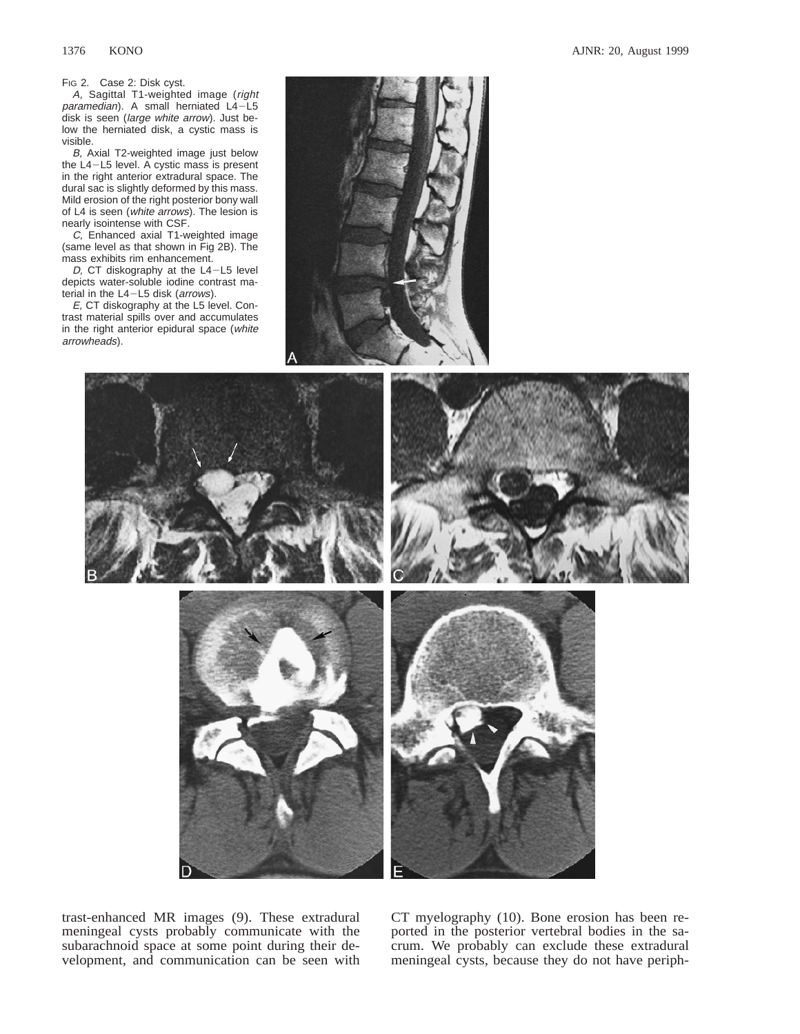FIG 2. Case 2: Disk cyst.

*A,* Sagittal T1-weighted image (*right paramedian*). A small herniated L4–L5 disk is seen (*large white arrow*). Just below the herniated disk, a cystic mass is visible.

*B,* Axial T2-weighted image just below the L4–L5 level. A cystic mass is present in the right anterior extradural space. The dural sac is slightly deformed by this mass. Mild erosion of the right posterior bony wall of L4 is seen (*white arrows*). The lesion is nearly isointense with CSF.

*C,* Enhanced axial T1-weighted image (same level as that shown in Fig 2B). The mass exhibits rim enhancement.

*D,* CT diskography at the L4–L5 level depicts water-soluble iodine contrast material in the L4–L5 disk (*arrows*).

*E,* CT diskography at the L5 level. Contrast material spills over and accumulates in the right anterior epidural space (*white arrowheads*).

trast-enhanced MR images (9). These extradural meningeal cysts probably communicate with the subarachnoid space at some point during their development, and communication can be seen with CT myelography (10). Bone erosion has been reported in the posterior vertebral bodies in the sacrum. We probably can exclude these extradural meningeal cysts, because they do not have periph-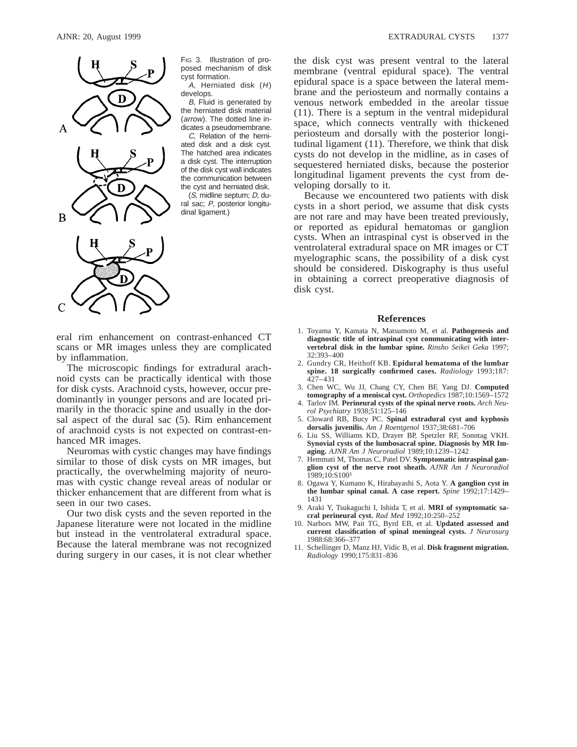H S P D A

H S P D B

H S P D C

FIG 3. Illustration of proposed mechanism of disk cyst formation.

*A,* Herniated disk (*H*) develops.

*B,* Fluid is generated by the herniated disk material (*arrow*). The dotted line indicates a pseudomembrane.

*C,* Relation of the herniated disk and a disk cyst. The hatched area indicates a disk cyst. The interruption of the disk cyst wall indicates the communication between the cyst and herniated disk.

(*S,* midline septum; *D,* dural sac; *P,* posterior longitudinal ligament.)

eral rim enhancement on contrast-enhanced CT scans or MR images unless they are complicated by inflammation.

The microscopic findings for extradural arachnoid cysts can be practically identical with those for disk cysts. Arachnoid cysts, however, occur predominantly in younger persons and are located primarily in the thoracic spine and usually in the dorsal aspect of the dural sac (5). Rim enhancement of arachnoid cysts is not expected on contrast-enhanced MR images.

Neuromas with cystic changes may have findings similar to those of disk cysts on MR images, but practically, the overwhelming majority of neuromas with cystic change reveal areas of nodular or thicker enhancement that are different from what is seen in our two cases.

Our two disk cysts and the seven reported in the Japanese literature were not located in the midline but instead in the ventrolateral extradural space. Because the lateral membrane was not recognized during surgery in our cases, it is not clear whether the disk cyst was present ventral to the lateral membrane (ventral epidural space). The ventral epidural space is a space between the lateral membrane and the periosteum and normally contains a venous network embedded in the areolar tissue (11). There is a septum in the ventral midepidural space, which connects ventrally with thickened periosteum and dorsally with the posterior longitudinal ligament (11). Therefore, we think that disk cysts do not develop in the midline, as in cases of sequestered herniated disks, because the posterior longitudinal ligament prevents the cyst from developing dorsally to it.

Because we encountered two patients with disk cysts in a short period, we assume that disk cysts are not rare and may have been treated previously, or reported as epidural hematomas or ganglion cysts. When an intraspinal cyst is observed in the ventrolateral extradural space on MR images or CT myelographic scans, the possibility of a disk cyst should be considered. Diskography is thus useful in obtaining a correct preoperative diagnosis of disk cyst.

## References

1. Toyama Y, Kamata N, Matsumoto M, et al. **Pathogenesis and diagnostic title of intraspinal cyst communicating with intervertebral disk in the lumbar spine.** *Rinsho Seikei Geka* 1997; 32:393–400
2. Gundry CR, Heithoff KB. **Epidural hematoma of the lumbar spine. 18 surgically confirmed cases.** *Radiology* 1993;187: 427–431
3. Chen WC, Wu JJ, Chang CY, Chen BF, Yang DJ. **Computed tomography of a meniscal cyst.** *Orthopedics* 1987;10:1569–1572
4. Tarlov IM. **Perineural cysts of the spinal nerve roots.** *Arch Neurol Psychiatry* 1938;51:125–146
5. Cloward RB, Bucy PC. **Spinal extradural cyst and kyphosis dorsalis juvenilis.** *Am J Roentgenol* 1937;38:681–706
6. Liu SS, Williams KD, Drayer BP, Spetzler RF, Sonntag VKH. **Synovial cysts of the lumbosacral spine. Diagnosis by MR Imaging.** *AJNR Am J Neuroradiol* 1989;10:1239–1242
7. Hemmati M, Thomas C, Patel DV. **Symptomatic intraspinal ganglion cyst of the nerve root sheath.** *AJNR Am J Neuroradiol* 1989;10:S100[1]
8. Ogawa Y, Kumano K, Hirabayashi S, Aota Y. **A ganglion cyst in the lumbar spinal canal. A case report.** *Spine* 1992;17:1429–1431
9. Araki Y, Tsukaguchi I, Ishida T, et al. **MRI of symptomatic sacral perineural cyst.** *Rad Med* 1992;10:250–252
10. Narbors MW, Pait TG, Byrd EB, et al. **Updated assessed and current classification of spinal meningeal cysts.** *J Neurosurg* 1988:68:366–377
11. Schellinger D, Manz HJ, Vidic B, et al. **Disk fragment migration.** *Radiology* 1990;175:831–836